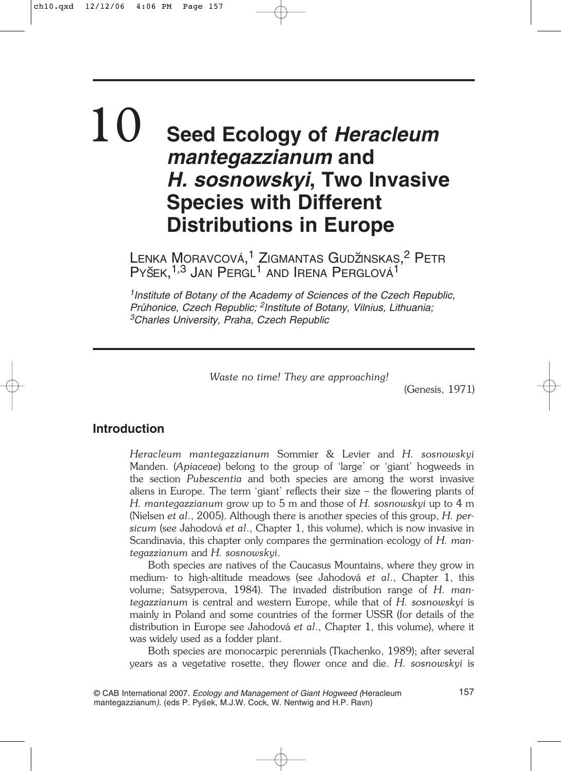# 10 Seed Ecology of *Heracleum mantegazzianum* and *H. sosnowskyi*, Two Invasive Species with Different Distributions in Europe

LENKA MORAVCOVÁ,[1] ZIGMANTAS GUDŽINSKAS,[2] PETR PYŠEK,[1,3] JAN PERGL[1] AND IRENA PERGLOVÁ[1]

[1]*Institute of Botany of the Academy of Sciences of the Czech Republic, Průhonice, Czech Republic;* [2]*Institute of Botany, Vilnius, Lithuania;* [3]*Charles University, Praha, Czech Republic*

*Waste no time! They are approaching!*

(Genesis, 1971)

## Introduction

*Heracleum mantegazzianum* Sommier & Levier and *H. sosnowskyi* Manden. (*Apiaceae*) belong to the group of 'large' or 'giant' hogweeds in the section *Pubescentia* and both species are among the worst invasive aliens in Europe. The term 'giant' reflects their size – the flowering plants of *H. mantegazzianum* grow up to 5 m and those of *H. sosnowskyi* up to 4 m (Nielsen *et al*., 2005). Although there is another species of this group, *H. persicum* (see Jahodová *et al*., Chapter 1, this volume), which is now invasive in Scandinavia, this chapter only compares the germination ecology of *H. mantegazzianum* and *H. sosnowskyi*.

Both species are natives of the Caucasus Mountains, where they grow in medium- to high-altitude meadows (see Jahodová *et al*., Chapter 1, this volume; Satsyperova, 1984). The invaded distribution range of *H. mantegazzianum* is central and western Europe, while that of *H. sosnowskyi* is mainly in Poland and some countries of the former USSR (for details of the distribution in Europe see Jahodová *et al*., Chapter 1, this volume), where it was widely used as a fodder plant.

Both species are monocarpic perennials (Tkachenko, 1989); after several years as a vegetative rosette, they flower once and die. *H. sosnowskyi* is

© CAB International 2007. *Ecology and Management of Giant Hogweed (*Heracleum mantegazzianum*).* (eds P. Pyšek, M.J.W. Cock, W. Nentwig and H.P. Ravn)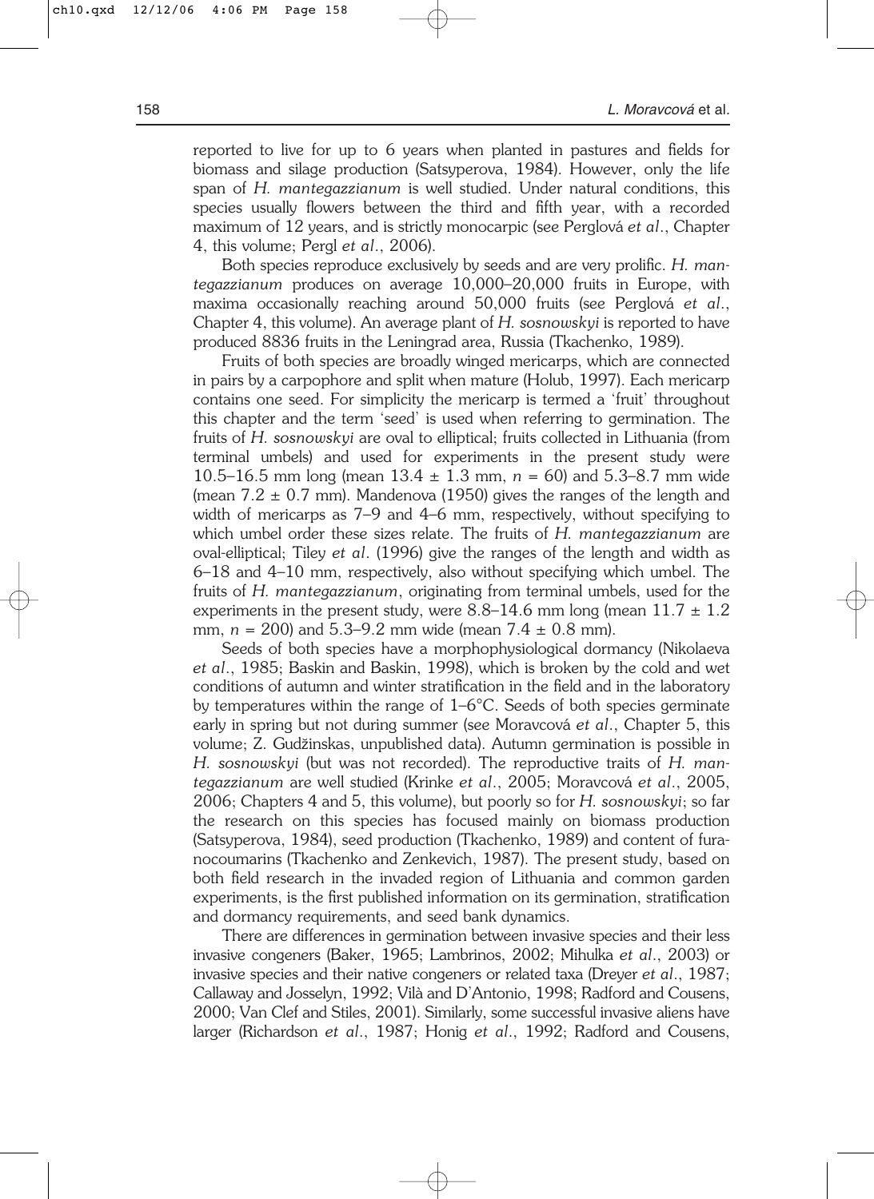reported to live for up to 6 years when planted in pastures and fields for biomass and silage production (Satsyperova, 1984). However, only the life span of *H. mantegazzianum* is well studied. Under natural conditions, this species usually flowers between the third and fifth year, with a recorded maximum of 12 years, and is strictly monocarpic (see Perglová *et al*., Chapter 4, this volume; Pergl *et al*., 2006).

Both species reproduce exclusively by seeds and are very prolific. *H. mantegazzianum* produces on average 10,000–20,000 fruits in Europe, with maxima occasionally reaching around 50,000 fruits (see Perglová *et al*., Chapter 4, this volume). An average plant of *H. sosnowskyi* is reported to have produced 8836 fruits in the Leningrad area, Russia (Tkachenko, 1989).

Fruits of both species are broadly winged mericarps, which are connected in pairs by a carpophore and split when mature (Holub, 1997). Each mericarp contains one seed. For simplicity the mericarp is termed a 'fruit' throughout this chapter and the term 'seed' is used when referring to germination. The fruits of *H. sosnowskyi* are oval to elliptical; fruits collected in Lithuania (from terminal umbels) and used for experiments in the present study were 10.5–16.5 mm long (mean $13.4 \pm 1.3$ mm, $n = 60$) and 5.3–8.7 mm wide (mean $7.2 \pm 0.7$ mm). Mandenova (1950) gives the ranges of the length and width of mericarps as 7–9 and 4–6 mm, respectively, without specifying to which umbel order these sizes relate. The fruits of *H. mantegazzianum* are oval-elliptical; Tiley *et al*. (1996) give the ranges of the length and width as 6–18 and 4–10 mm, respectively, also without specifying which umbel. The fruits of *H. mantegazzianum*, originating from terminal umbels, used for the experiments in the present study, were 8.8–14.6 mm long (mean $11.7 \pm 1.2$ mm, $n = 200$) and 5.3–9.2 mm wide (mean $7.4 \pm 0.8$ mm).

Seeds of both species have a morphophysiological dormancy (Nikolaeva *et al*., 1985; Baskin and Baskin, 1998), which is broken by the cold and wet conditions of autumn and winter stratification in the field and in the laboratory by temperatures within the range of 1–6°C. Seeds of both species germinate early in spring but not during summer (see Moravcová *et al*., Chapter 5, this volume; Z. Gudžinskas, unpublished data). Autumn germination is possible in *H. sosnowskyi* (but was not recorded). The reproductive traits of *H. mantegazzianum* are well studied (Krinke *et al*., 2005; Moravcová *et al*., 2005, 2006; Chapters 4 and 5, this volume), but poorly so for *H. sosnowskyi*; so far the research on this species has focused mainly on biomass production (Satsyperova, 1984), seed production (Tkachenko, 1989) and content of furanocoumarins (Tkachenko and Zenkevich, 1987). The present study, based on both field research in the invaded region of Lithuania and common garden experiments, is the first published information on its germination, stratification and dormancy requirements, and seed bank dynamics.

There are differences in germination between invasive species and their less invasive congeners (Baker, 1965; Lambrinos, 2002; Mihulka *et al*., 2003) or invasive species and their native congeners or related taxa (Dreyer *et al*., 1987; Callaway and Josselyn, 1992; Vilà and D'Antonio, 1998; Radford and Cousens, 2000; Van Clef and Stiles, 2001). Similarly, some successful invasive aliens have larger (Richardson *et al*., 1987; Honig *et al*., 1992; Radford and Cousens,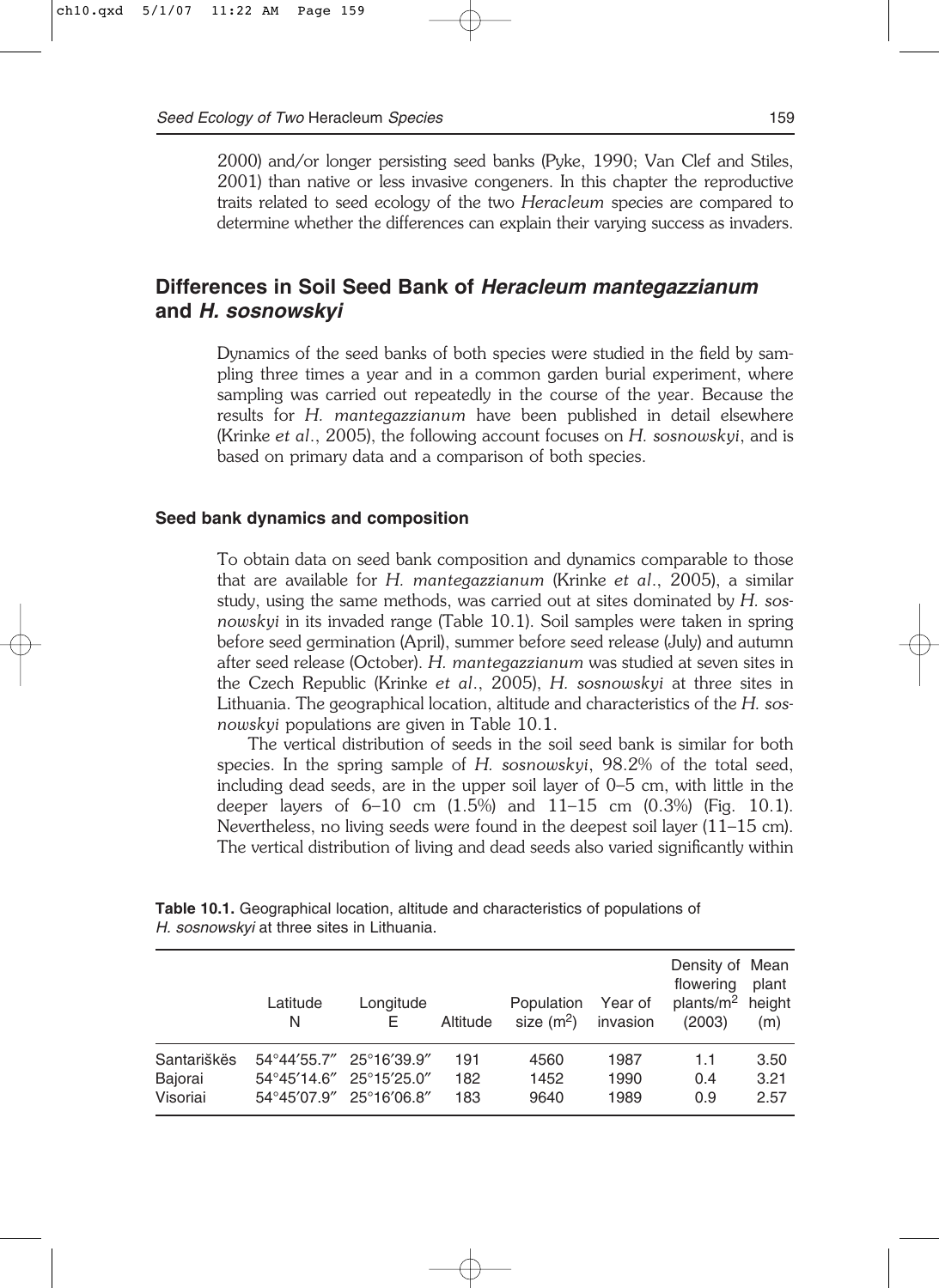2000) and/or longer persisting seed banks (Pyke, 1990; Van Clef and Stiles, 2001) than native or less invasive congeners. In this chapter the reproductive traits related to seed ecology of the two *Heracleum* species are compared to determine whether the differences can explain their varying success as invaders.

## Differences in Soil Seed Bank of *Heracleum mantegazzianum* and *H. sosnowskyi*

Dynamics of the seed banks of both species were studied in the field by sampling three times a year and in a common garden burial experiment, where sampling was carried out repeatedly in the course of the year. Because the results for *H. mantegazzianum* have been published in detail elsewhere (Krinke *et al*., 2005), the following account focuses on *H. sosnowskyi*, and is based on primary data and a comparison of both species.

### Seed bank dynamics and composition

To obtain data on seed bank composition and dynamics comparable to those that are available for *H. mantegazzianum* (Krinke *et al*., 2005), a similar study, using the same methods, was carried out at sites dominated by *H. sosnowskyi* in its invaded range (Table 10.1). Soil samples were taken in spring before seed germination (April), summer before seed release (July) and autumn after seed release (October). *H. mantegazzianum* was studied at seven sites in the Czech Republic (Krinke *et al*., 2005), *H. sosnowskyi* at three sites in Lithuania. The geographical location, altitude and characteristics of the *H. sosnowskyi* populations are given in Table 10.1.

The vertical distribution of seeds in the soil seed bank is similar for both species. In the spring sample of *H. sosnowskyi*, 98.2% of the total seed, including dead seeds, are in the upper soil layer of 0–5 cm, with little in the deeper layers of 6–10 cm (1.5%) and 11–15 cm (0.3%) (Fig. 10.1). Nevertheless, no living seeds were found in the deepest soil layer (11–15 cm). The vertical distribution of living and dead seeds also varied significantly within

**Table 10.1.** Geographical location, altitude and characteristics of populations of *H. sosnowskyi* at three sites in Lithuania.

| | Latitude N | Longitude E | Altitude | Population size ($m^2$) | Year of invasion | Density of flowering plants/$m^2$ (2003) | Mean plant height (m) |
|---|---|---|---|---|---|---|---|
| Santariškės | 54°44′55.7″ | 25°16′39.9″ | 191 | 4560 | 1987 | 1.1 | 3.50 |
| Bajorai | 54°45′14.6″ | 25°15′25.0″ | 182 | 1452 | 1990 | 0.4 | 3.21 |
| Visoriai | 54°45′07.9″ | 25°16′06.8″ | 183 | 9640 | 1989 | 0.9 | 2.57 |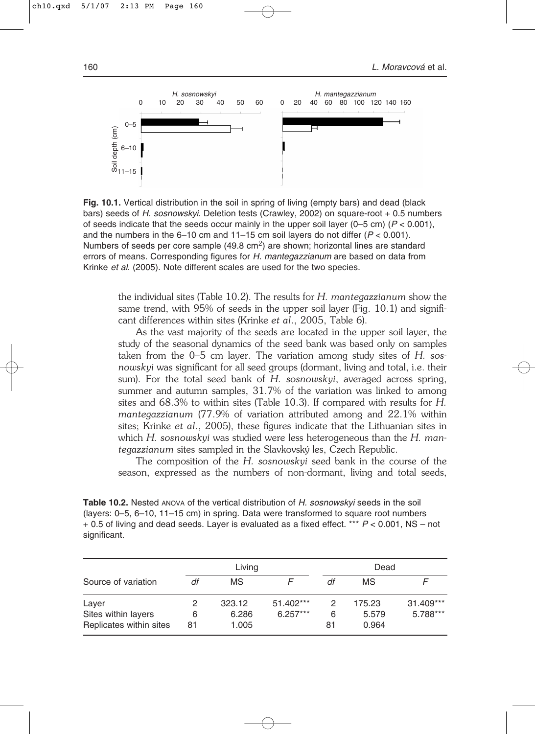**Fig. 10.1.** Vertical distribution in the soil in spring of living (empty bars) and dead (black bars) seeds of *H. sosnowskyi*. Deletion tests (Crawley, 2002) on square-root + 0.5 numbers of seeds indicate that the seeds occur mainly in the upper soil layer (0–5 cm) ($P < 0.001$), and the numbers in the 6–10 cm and 11–15 cm soil layers do not differ ($P < 0.001$). Numbers of seeds per core sample (49.8 $cm^2$) are shown; horizontal lines are standard errors of means. Corresponding figures for *H. mantegazzianum* are based on data from Krinke *et al*. (2005). Note different scales are used for the two species.

the individual sites (Table 10.2). The results for *H. mantegazzianum* show the same trend, with 95% of seeds in the upper soil layer (Fig. 10.1) and significant differences within sites (Krinke *et al*., 2005, Table 6).

As the vast majority of the seeds are located in the upper soil layer, the study of the seasonal dynamics of the seed bank was based only on samples taken from the 0–5 cm layer. The variation among study sites of *H. sosnowskyi* was significant for all seed groups (dormant, living and total, i.e. their sum). For the total seed bank of *H. sosnowskyi*, averaged across spring, summer and autumn samples, 31.7% of the variation was linked to among sites and 68.3% to within sites (Table 10.3). If compared with results for *H. mantegazzianum* (77.9% of variation attributed among and 22.1% within sites; Krinke *et al*., 2005), these figures indicate that the Lithuanian sites in which *H. sosnowskyi* was studied were less heterogeneous than the *H. mantegazzianum* sites sampled in the Slavkovský les, Czech Republic.

The composition of the *H. sosnowskyi* seed bank in the course of the season, expressed as the numbers of non-dormant, living and total seeds,

**Table 10.2.** Nested ANOVA of the vertical distribution of *H. sosnowskyi* seeds in the soil (layers: 0–5, 6–10, 11–15 cm) in spring. Data were transformed to square root numbers + 0.5 of living and dead seeds. Layer is evaluated as a fixed effect. *** $P < 0.001$, NS – not significant.

| | Living | | | Dead | | |
|---|---|---|---|---|---|---|
| Source of variation | *df* | MS | *F* | *df* | MS | *F* |
| Layer | 2 | 323.12 | 51.402*** | 2 | 175.23 | 31.409*** |
| Sites within layers | 6 | 6.286 | 6.257*** | 6 | 5.579 | 5.788*** |
| Replicates within sites | 81 | 1.005 | | 81 | 0.964 | |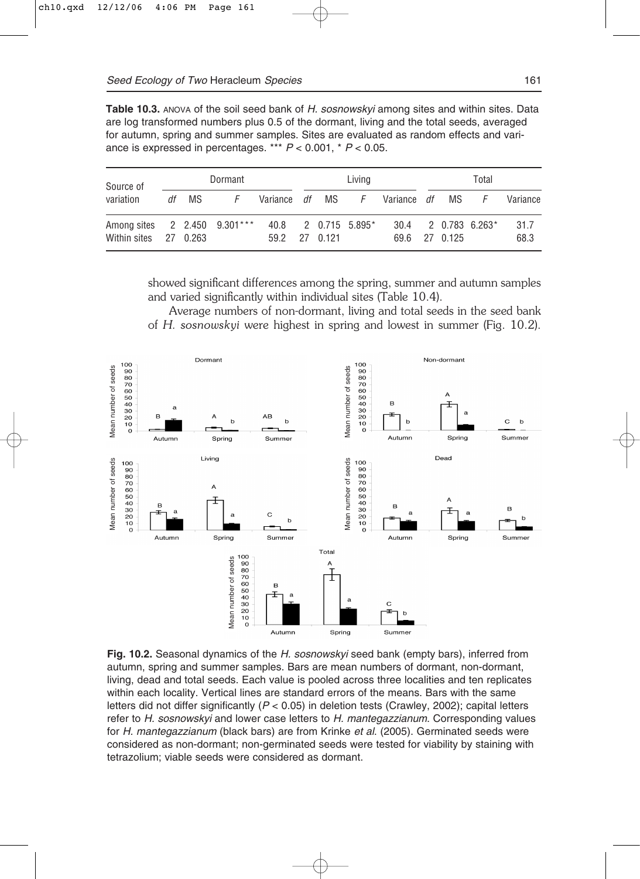**Table 10.3.** ANOVA of the soil seed bank of *H. sosnowskyi* among sites and within sites. Data are log transformed numbers plus 0.5 of the dormant, living and the total seeds, averaged for autumn, spring and summer samples. Sites are evaluated as random effects and variance is expressed in percentages. *** $P < 0.001$, * $P < 0.05$.

| Source of variation | Dormant | | | | Living | | | | Total | | | |
|---|---|---|---|---|---|---|---|---|---|---|---|---|
| | *df* | MS | *F* | Variance | *df* | MS | *F* | Variance | *df* | MS | *F* | Variance |
| Among sites | 2 | 2.450 | 9.301*** | 40.8 | 2 | 0.715 | 5.895* | 30.4 | 2 | 0.783 | 6.263* | 31.7 |
| Within sites | 27 | 0.263 | | 59.2 | 27 | 0.121 | | 69.6 | 27 | 0.125 | | 68.3 |

showed significant differences among the spring, summer and autumn samples and varied significantly within individual sites (Table 10.4).

Average numbers of non-dormant, living and total seeds in the seed bank of *H. sosnowskyi* were highest in spring and lowest in summer (Fig. 10.2).

**Fig. 10.2.** Seasonal dynamics of the *H. sosnowskyi* seed bank (empty bars), inferred from autumn, spring and summer samples. Bars are mean numbers of dormant, non-dormant, living, dead and total seeds. Each value is pooled across three localities and ten replicates within each locality. Vertical lines are standard errors of the means. Bars with the same letters did not differ significantly ($P < 0.05$) in deletion tests (Crawley, 2002); capital letters refer to *H. sosnowskyi* and lower case letters to *H. mantegazzianum*. Corresponding values for *H. mantegazzianum* (black bars) are from Krinke *et al.* (2005). Germinated seeds were considered as non-dormant; non-germinated seeds were tested for viability by staining with tetrazolium; viable seeds were considered as dormant.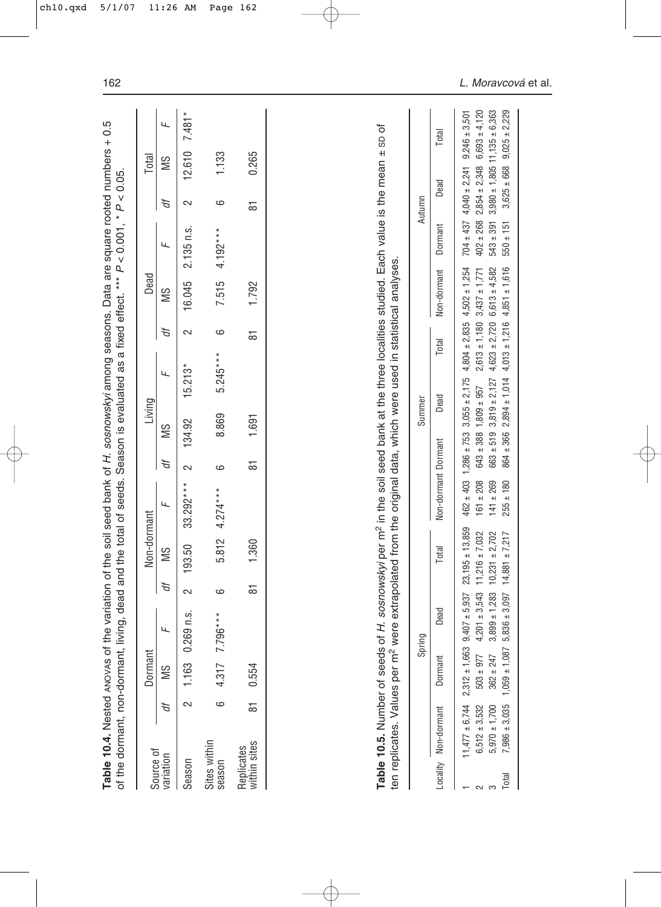**Table 10.4.** Nested ANOVAS of the variation of the soil seed bank of *H. sosnowskyi* among seasons. Data are square rooted numbers + 0.5 of the dormant, non-dormant, living, dead and the total of seeds. Season is evaluated as a fixed effect. *** $P < 0.001$, * $P < 0.05$.

| Source of variation | Dormant | | | Non-dormant | | | Living | | | Dead | | | Total | | |
|---|---|---|---|---|---|---|---|---|---|---|---|---|---|---|---|
| | *df* | MS | *F* | *df* | MS | *F* | *df* | MS | *F* | *df* | MS | *F* | *df* | MS | *F* |
| Season | 2 | 1.163 | 0.269 n.s. | 2 | 193.50 | 33.292*** | 2 | 134.92 | 15.213* | 2 | 16.045 | 2.135 n.s. | 2 | 12.610 | 7.481* |
| Sites within season | 6 | 4.317 | 7.796*** | 6 | 5.812 | 4.274*** | 6 | 8.869 | 5.245*** | 6 | 7.515 | 4.192*** | 6 | 1.133 | |
| Replicates within sites | 81 | 0.554 | | 81 | 1.360 | | 81 | 1.691 | | 81 | 1.792 | | 81 | 0.265 | |

**Table 10.5.** Number of seeds of *H. sosnowskyi* per $m^2$ in the soil seed bank at the three localities studied. Each value is the mean ± SD of ten replicates. Values per $m^2$ were extrapolated from the original data, which were used in statistical analyses.

| Locality | Spring | | | | Summer | | | | Autumn | | | |
|---|---|---|---|---|---|---|---|---|---|---|---|---|
| | Non-dormant | Dormant | Dead | Total | Non-dormant | Dormant | Dead | Total | Non-dormant | Dormant | Dead | Total |
| 1 | 11,477 ± 6,744 | 2,312 ± 1,663 | 9,407 ± 5,937 | 23,195 ± 13,859 | 462 ± 403 | 1,286 ± 753 | 3,055 ± 2,175 | 4,804 ± 2,835 | 4,502 ± 1,254 | 704 ± 437 | 4,040 ± 2,241 | 9,246 ± 3,501 |
| 2 | 6,512 ± 3,532 | 503 ± 977 | 4,201 ± 3,543 | 11,216 ± 7,032 | 161 ± 208 | 643 ± 388 | 1,809 ± 957 | 2,613 ± 1,180 | 3,437 ± 1,771 | 402 ± 268 | 2,854 ± 2,348 | 6,693 ± 4,120 |
| 3 | 5,970 ± 1,700 | 362 ± 247 | 3,899 ± 1,283 | 10,231 ± 2,702 | 141 ± 269 | 663 ± 519 | 3,819 ± 2,127 | 4,623 ± 2,720 | 6,613 ± 4,582 | 543 ± 391 | 3,980 ± 1,805 | 11,135 ± 6,363 |
| Total | 7,986 ± 3,035 | 1,059 ± 1,087 | 5,836 ± 3,097 | 14,881 ± 7,217 | 255 ± 180 | 864 ± 366 | 2,894 ± 1,014 | 4,013 ± 1,216 | 4,851 ± 1,616 | 550 ± 151 | 3,625 ± 668 | 9,025 ± 2,229 |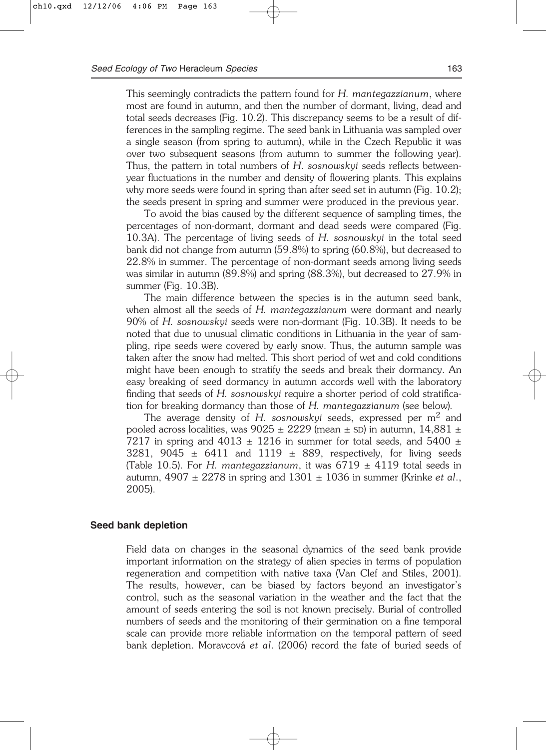This seemingly contradicts the pattern found for *H. mantegazzianum*, where most are found in autumn, and then the number of dormant, living, dead and total seeds decreases (Fig. 10.2). This discrepancy seems to be a result of differences in the sampling regime. The seed bank in Lithuania was sampled over a single season (from spring to autumn), while in the Czech Republic it was over two subsequent seasons (from autumn to summer the following year). Thus, the pattern in total numbers of *H. sosnowskyi* seeds reflects between-year fluctuations in the number and density of flowering plants. This explains why more seeds were found in spring than after seed set in autumn (Fig. 10.2); the seeds present in spring and summer were produced in the previous year.

To avoid the bias caused by the different sequence of sampling times, the percentages of non-dormant, dormant and dead seeds were compared (Fig. 10.3A). The percentage of living seeds of *H. sosnowskyi* in the total seed bank did not change from autumn (59.8%) to spring (60.8%), but decreased to 22.8% in summer. The percentage of non-dormant seeds among living seeds was similar in autumn (89.8%) and spring (88.3%), but decreased to 27.9% in summer (Fig. 10.3B).

The main difference between the species is in the autumn seed bank, when almost all the seeds of *H. mantegazzianum* were dormant and nearly 90% of *H. sosnowskyi* seeds were non-dormant (Fig. 10.3B). It needs to be noted that due to unusual climatic conditions in Lithuania in the year of sampling, ripe seeds were covered by early snow. Thus, the autumn sample was taken after the snow had melted. This short period of wet and cold conditions might have been enough to stratify the seeds and break their dormancy. An easy breaking of seed dormancy in autumn accords well with the laboratory finding that seeds of *H. sosnowskyi* require a shorter period of cold stratification for breaking dormancy than those of *H. mantegazzianum* (see below).

The average density of *H. sosnowskyi* seeds, expressed per $m^2$ and pooled across localities, was $9025 \pm 2229$ (mean ± SD) in autumn, $14,881 \pm 7217$ in spring and $4013 \pm 1216$ in summer for total seeds, and $5400 \pm 3281$, $9045 \pm 6411$ and $1119 \pm 889$, respectively, for living seeds (Table 10.5). For *H. mantegazzianum*, it was $6719 \pm 4119$ total seeds in autumn, $4907 \pm 2278$ in spring and $1301 \pm 1036$ in summer (Krinke *et al.*, 2005).

### Seed bank depletion

Field data on changes in the seasonal dynamics of the seed bank provide important information on the strategy of alien species in terms of population regeneration and competition with native taxa (Van Clef and Stiles, 2001). The results, however, can be biased by factors beyond an investigator's control, such as the seasonal variation in the weather and the fact that the amount of seeds entering the soil is not known precisely. Burial of controlled numbers of seeds and the monitoring of their germination on a fine temporal scale can provide more reliable information on the temporal pattern of seed bank depletion. Moravcová *et al.* (2006) record the fate of buried seeds of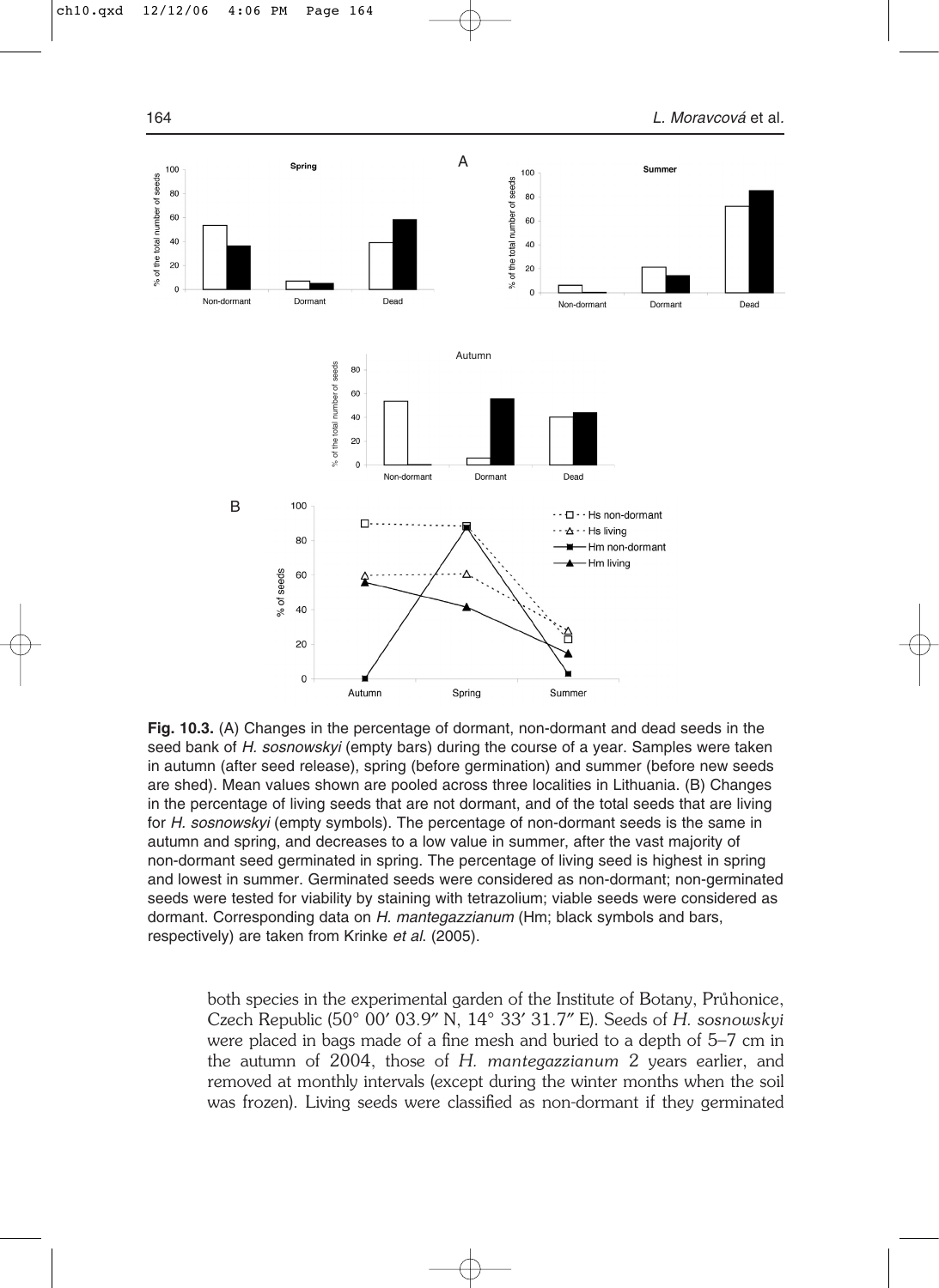**Fig. 10.3.** (A) Changes in the percentage of dormant, non-dormant and dead seeds in the seed bank of *H. sosnowskyi* (empty bars) during the course of a year. Samples were taken in autumn (after seed release), spring (before germination) and summer (before new seeds are shed). Mean values shown are pooled across three localities in Lithuania. (B) Changes in the percentage of living seeds that are not dormant, and of the total seeds that are living for *H. sosnowskyi* (empty symbols). The percentage of non-dormant seeds is the same in autumn and spring, and decreases to a low value in summer, after the vast majority of non-dormant seed germinated in spring. The percentage of living seed is highest in spring and lowest in summer. Germinated seeds were considered as non-dormant; non-germinated seeds were tested for viability by staining with tetrazolium; viable seeds were considered as dormant. Corresponding data on *H. mantegazzianum* (Hm; black symbols and bars, respectively) are taken from Krinke *et al.* (2005).

both species in the experimental garden of the Institute of Botany, Průhonice, Czech Republic (50° 00′ 03.9″ N, 14° 33′ 31.7″ E). Seeds of *H. sosnowskyi* were placed in bags made of a fine mesh and buried to a depth of 5–7 cm in the autumn of 2004, those of *H. mantegazzianum* 2 years earlier, and removed at monthly intervals (except during the winter months when the soil was frozen). Living seeds were classified as non-dormant if they germinated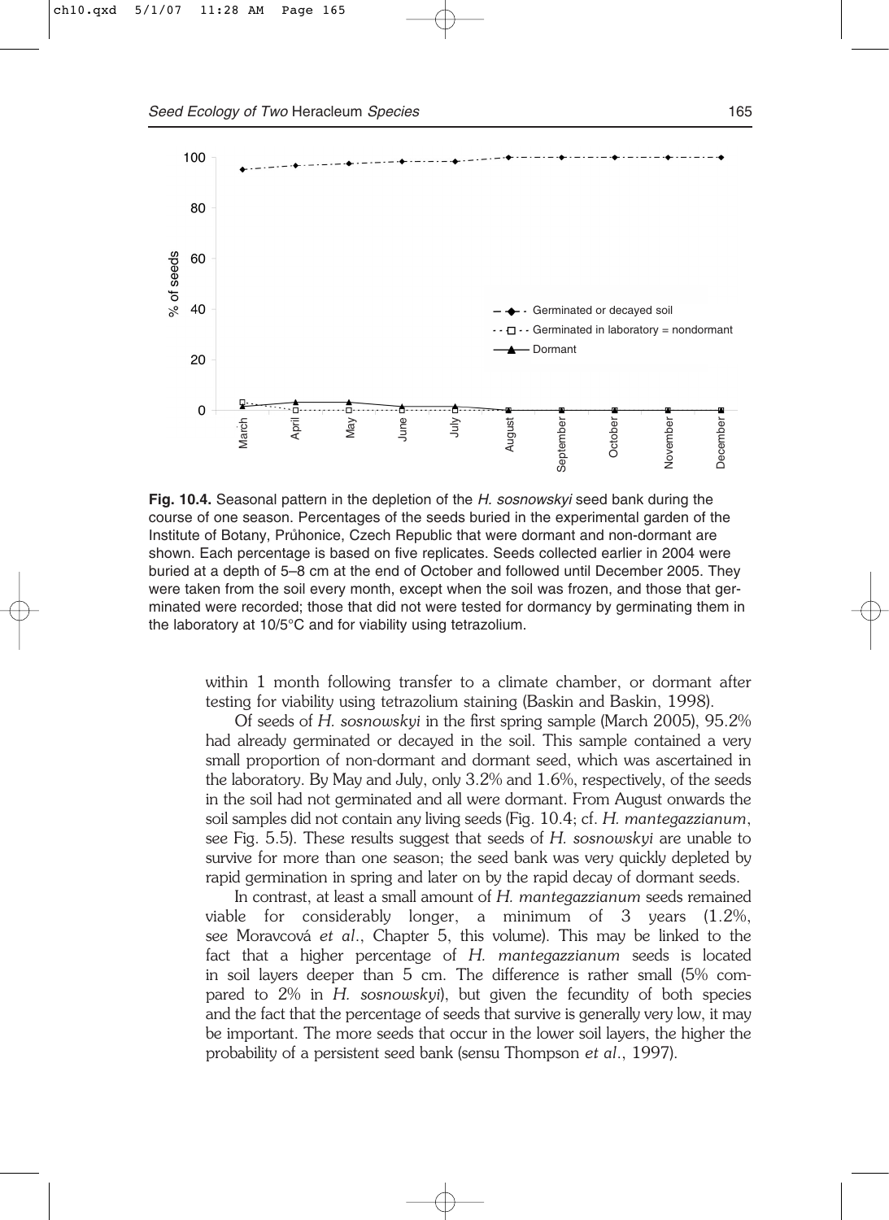**Fig. 10.4.** Seasonal pattern in the depletion of the *H. sosnowskyi* seed bank during the course of one season. Percentages of the seeds buried in the experimental garden of the Institute of Botany, Průhonice, Czech Republic that were dormant and non-dormant are shown. Each percentage is based on five replicates. Seeds collected earlier in 2004 were buried at a depth of 5–8 cm at the end of October and followed until December 2005. They were taken from the soil every month, except when the soil was frozen, and those that germinated were recorded; those that did not were tested for dormancy by germinating them in the laboratory at 10/5°C and for viability using tetrazolium.

within 1 month following transfer to a climate chamber, or dormant after testing for viability using tetrazolium staining (Baskin and Baskin, 1998).

Of seeds of *H. sosnowskyi* in the first spring sample (March 2005), 95.2% had already germinated or decayed in the soil. This sample contained a very small proportion of non-dormant and dormant seed, which was ascertained in the laboratory. By May and July, only 3.2% and 1.6%, respectively, of the seeds in the soil had not germinated and all were dormant. From August onwards the soil samples did not contain any living seeds (Fig. 10.4; cf. *H. mantegazzianum*, see Fig. 5.5). These results suggest that seeds of *H. sosnowskyi* are unable to survive for more than one season; the seed bank was very quickly depleted by rapid germination in spring and later on by the rapid decay of dormant seeds.

In contrast, at least a small amount of *H. mantegazzianum* seeds remained viable for considerably longer, a minimum of 3 years (1.2%, see Moravcová *et al*., Chapter 5, this volume). This may be linked to the fact that a higher percentage of *H. mantegazzianum* seeds is located in soil layers deeper than 5 cm. The difference is rather small (5% compared to 2% in *H. sosnowskyi*), but given the fecundity of both species and the fact that the percentage of seeds that survive is generally very low, it may be important. The more seeds that occur in the lower soil layers, the higher the probability of a persistent seed bank (sensu Thompson *et al*., 1997).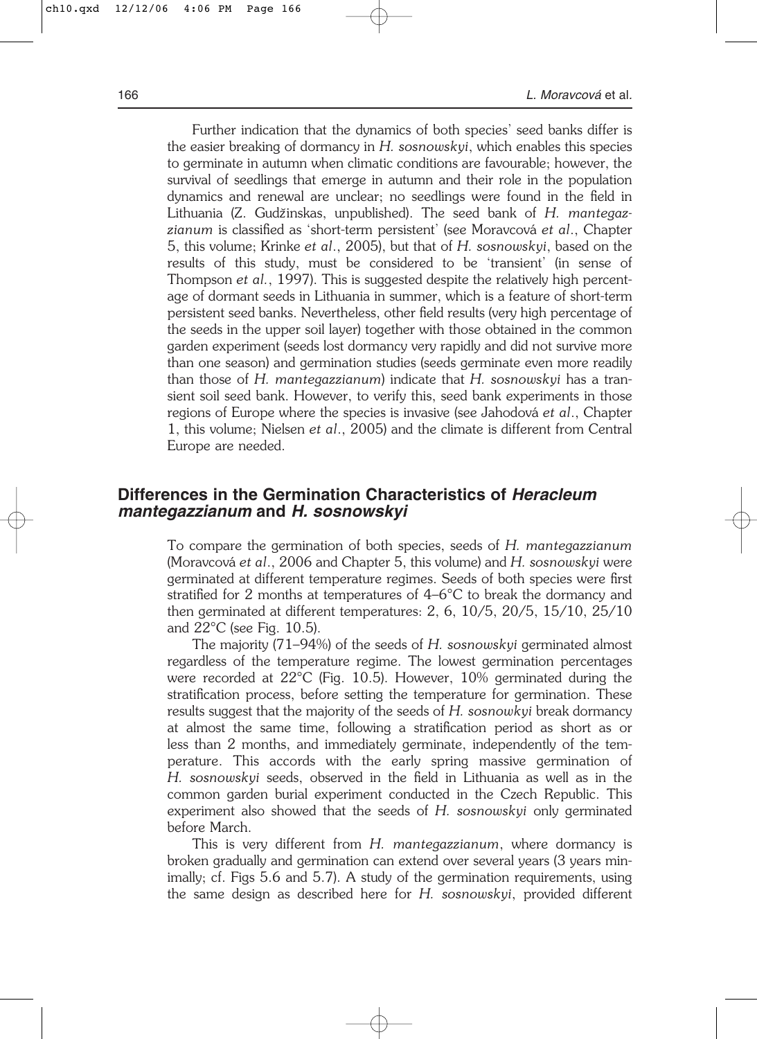Further indication that the dynamics of both species' seed banks differ is the easier breaking of dormancy in *H. sosnowskyi*, which enables this species to germinate in autumn when climatic conditions are favourable; however, the survival of seedlings that emerge in autumn and their role in the population dynamics and renewal are unclear; no seedlings were found in the field in Lithuania (Z. Gudžinskas, unpublished). The seed bank of *H. mantegazzianum* is classified as 'short-term persistent' (see Moravcová *et al*., Chapter 5, this volume; Krinke *et al*., 2005), but that of *H. sosnowskyi*, based on the results of this study, must be considered to be 'transient' (in sense of Thompson *et al*., 1997). This is suggested despite the relatively high percentage of dormant seeds in Lithuania in summer, which is a feature of short-term persistent seed banks. Nevertheless, other field results (very high percentage of the seeds in the upper soil layer) together with those obtained in the common garden experiment (seeds lost dormancy very rapidly and did not survive more than one season) and germination studies (seeds germinate even more readily than those of *H. mantegazzianum*) indicate that *H. sosnowskyi* has a transient soil seed bank. However, to verify this, seed bank experiments in those regions of Europe where the species is invasive (see Jahodová *et al*., Chapter 1, this volume; Nielsen *et al*., 2005) and the climate is different from Central Europe are needed.

## Differences in the Germination Characteristics of *Heracleum mantegazzianum* and *H. sosnowskyi*

To compare the germination of both species, seeds of *H. mantegazzianum* (Moravcová *et al*., 2006 and Chapter 5, this volume) and *H. sosnowskyi* were germinated at different temperature regimes. Seeds of both species were first stratified for 2 months at temperatures of 4–6°C to break the dormancy and then germinated at different temperatures: 2, 6, 10/5, 20/5, 15/10, 25/10 and 22°C (see Fig. 10.5).

The majority (71–94%) of the seeds of *H. sosnowskyi* germinated almost regardless of the temperature regime. The lowest germination percentages were recorded at 22°C (Fig. 10.5). However, 10% germinated during the stratification process, before setting the temperature for germination. These results suggest that the majority of the seeds of *H. sosnowkyi* break dormancy at almost the same time, following a stratification period as short as or less than 2 months, and immediately germinate, independently of the temperature. This accords with the early spring massive germination of *H. sosnowskyi* seeds, observed in the field in Lithuania as well as in the common garden burial experiment conducted in the Czech Republic. This experiment also showed that the seeds of *H. sosnowskyi* only germinated before March.

This is very different from *H. mantegazzianum*, where dormancy is broken gradually and germination can extend over several years (3 years minimally; cf. Figs 5.6 and 5.7). A study of the germination requirements, using the same design as described here for *H. sosnowskyi*, provided different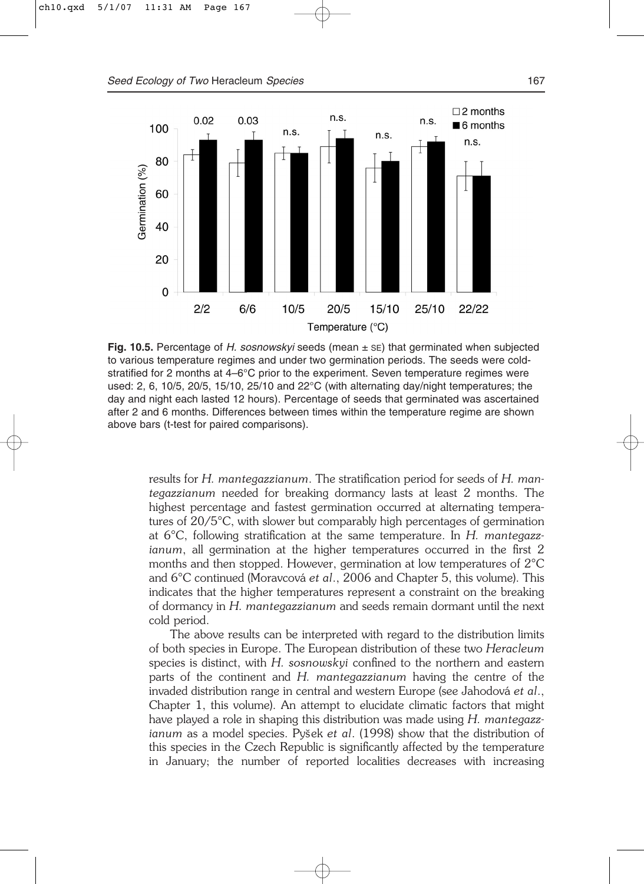**Fig. 10.5.** Percentage of *H. sosnowskyi* seeds (mean ± SE) that germinated when subjected to various temperature regimes and under two germination periods. The seeds were cold-stratified for 2 months at 4–6°C prior to the experiment. Seven temperature regimes were used: 2, 6, 10/5, 20/5, 15/10, 25/10 and 22°C (with alternating day/night temperatures; the day and night each lasted 12 hours). Percentage of seeds that germinated was ascertained after 2 and 6 months. Differences between times within the temperature regime are shown above bars (t-test for paired comparisons).

results for *H. mantegazzianum*. The stratification period for seeds of *H. mantegazzianum* needed for breaking dormancy lasts at least 2 months. The highest percentage and fastest germination occurred at alternating temperatures of 20/5°C, with slower but comparably high percentages of germination at 6°C, following stratification at the same temperature. In *H. mantegazzianum*, all germination at the higher temperatures occurred in the first 2 months and then stopped. However, germination at low temperatures of 2°C and 6°C continued (Moravcová *et al*., 2006 and Chapter 5, this volume). This indicates that the higher temperatures represent a constraint on the breaking of dormancy in *H. mantegazzianum* and seeds remain dormant until the next cold period.

The above results can be interpreted with regard to the distribution limits of both species in Europe. The European distribution of these two *Heracleum* species is distinct, with *H. sosnowskyi* confined to the northern and eastern parts of the continent and *H. mantegazzianum* having the centre of the invaded distribution range in central and western Europe (see Jahodová *et al*., Chapter 1, this volume). An attempt to elucidate climatic factors that might have played a role in shaping this distribution was made using *H. mantegazzianum* as a model species. Pyšek *et al*. (1998) show that the distribution of this species in the Czech Republic is significantly affected by the temperature in January; the number of reported localities decreases with increasing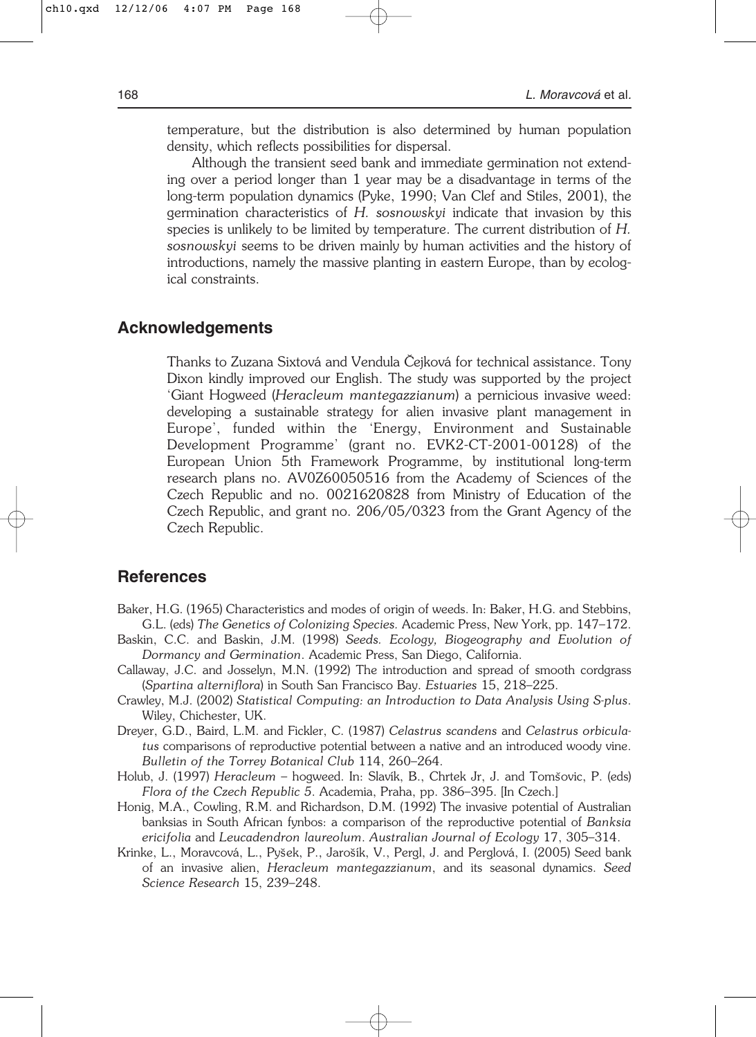temperature, but the distribution is also determined by human population density, which reflects possibilities for dispersal.

Although the transient seed bank and immediate germination not extending over a period longer than 1 year may be a disadvantage in terms of the long-term population dynamics (Pyke, 1990; Van Clef and Stiles, 2001), the germination characteristics of *H. sosnowskyi* indicate that invasion by this species is unlikely to be limited by temperature. The current distribution of *H. sosnowskyi* seems to be driven mainly by human activities and the history of introductions, namely the massive planting in eastern Europe, than by ecological constraints.

## Acknowledgements

Thanks to Zuzana Sixtová and Vendula Čejková for technical assistance. Tony Dixon kindly improved our English. The study was supported by the project 'Giant Hogweed (*Heracleum mantegazzianum*) a pernicious invasive weed: developing a sustainable strategy for alien invasive plant management in Europe', funded within the 'Energy, Environment and Sustainable Development Programme' (grant no. EVK2-CT-2001-00128) of the European Union 5th Framework Programme, by institutional long-term research plans no. AV0Z60050516 from the Academy of Sciences of the Czech Republic and no. 0021620828 from Ministry of Education of the Czech Republic, and grant no. 206/05/0323 from the Grant Agency of the Czech Republic.

## References

Baker, H.G. (1965) Characteristics and modes of origin of weeds. In: Baker, H.G. and Stebbins, G.L. (eds) *The Genetics of Colonizing Species*. Academic Press, New York, pp. 147–172.

Baskin, C.C. and Baskin, J.M. (1998) *Seeds. Ecology, Biogeography and Evolution of Dormancy and Germination*. Academic Press, San Diego, California.

Callaway, J.C. and Josselyn, M.N. (1992) The introduction and spread of smooth cordgrass (*Spartina alterniflora*) in South San Francisco Bay. *Estuaries* 15, 218–225.

Crawley, M.J. (2002) *Statistical Computing: an Introduction to Data Analysis Using S-plus*. Wiley, Chichester, UK.

Dreyer, G.D., Baird, L.M. and Fickler, C. (1987) *Celastrus scandens* and *Celastrus orbiculatus* comparisons of reproductive potential between a native and an introduced woody vine. *Bulletin of the Torrey Botanical Club* 114, 260–264.

Holub, J. (1997) *Heracleum* – hogweed. In: Slavík, B., Chrtek Jr, J. and Tomšovic, P. (eds) *Flora of the Czech Republic 5*. Academia, Praha, pp. 386–395. [In Czech.]

Honig, M.A., Cowling, R.M. and Richardson, D.M. (1992) The invasive potential of Australian banksias in South African fynbos: a comparison of the reproductive potential of *Banksia ericifolia* and *Leucadendron laureolum*. *Australian Journal of Ecology* 17, 305–314.

Krinke, L., Moravcová, L., Pyšek, P., Jarošík, V., Pergl, J. and Perglová, I. (2005) Seed bank of an invasive alien, *Heracleum mantegazzianum*, and its seasonal dynamics. *Seed Science Research* 15, 239–248.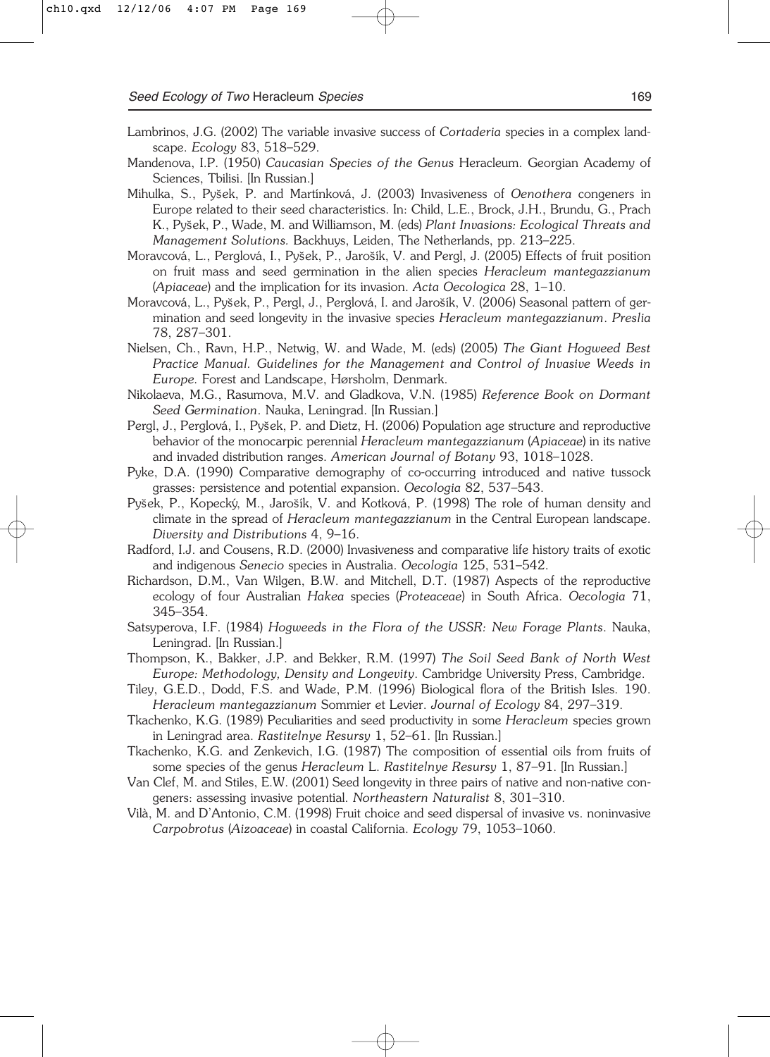Lambrinos, J.G. (2002) The variable invasive success of *Cortaderia* species in a complex landscape. *Ecology* 83, 518–529.

Mandenova, I.P. (1950) *Caucasian Species of the Genus* Heracleum. Georgian Academy of Sciences, Tbilisi. [In Russian.]

Mihulka, S., Pyšek, P. and Martínková, J. (2003) Invasiveness of *Oenothera* congeners in Europe related to their seed characteristics. In: Child, L.E., Brock, J.H., Brundu, G., Prach K., Pyšek, P., Wade, M. and Williamson, M. (eds) *Plant Invasions: Ecological Threats and Management Solutions.* Backhuys, Leiden, The Netherlands, pp. 213–225.

Moravcová, L., Perglová, I., Pyšek, P., Jarošík, V. and Pergl, J. (2005) Effects of fruit position on fruit mass and seed germination in the alien species *Heracleum mantegazzianum* (*Apiaceae*) and the implication for its invasion. *Acta Oecologica* 28, 1–10.

Moravcová, L., Pyšek, P., Pergl, J., Perglová, I. and Jarošík, V. (2006) Seasonal pattern of germination and seed longevity in the invasive species *Heracleum mantegazzianum*. *Preslia* 78, 287–301.

Nielsen, Ch., Ravn, H.P., Netwig, W. and Wade, M. (eds) (2005) *The Giant Hogweed Best Practice Manual. Guidelines for the Management and Control of Invasive Weeds in Europe.* Forest and Landscape, Hørsholm, Denmark.

Nikolaeva, M.G., Rasumova, M.V. and Gladkova, V.N. (1985) *Reference Book on Dormant Seed Germination*. Nauka, Leningrad. [In Russian.]

Pergl, J., Perglová, I., Pyšek, P. and Dietz, H. (2006) Population age structure and reproductive behavior of the monocarpic perennial *Heracleum mantegazzianum* (*Apiaceae*) in its native and invaded distribution ranges. *American Journal of Botany* 93, 1018–1028.

Pyke, D.A. (1990) Comparative demography of co-occurring introduced and native tussock grasses: persistence and potential expansion. *Oecologia* 82, 537–543.

Pyšek, P., Kopecký, M., Jarošík, V. and Kotková, P. (1998) The role of human density and climate in the spread of *Heracleum mantegazzianum* in the Central European landscape. *Diversity and Distributions* 4, 9–16.

Radford, I.J. and Cousens, R.D. (2000) Invasiveness and comparative life history traits of exotic and indigenous *Senecio* species in Australia. *Oecologia* 125, 531–542.

Richardson, D.M., Van Wilgen, B.W. and Mitchell, D.T. (1987) Aspects of the reproductive ecology of four Australian *Hakea* species (*Proteaceae*) in South Africa. *Oecologia* 71, 345–354.

Satsyperova, I.F. (1984) *Hogweeds in the Flora of the USSR: New Forage Plants*. Nauka, Leningrad. [In Russian.]

Thompson, K., Bakker, J.P. and Bekker, R.M. (1997) *The Soil Seed Bank of North West Europe: Methodology, Density and Longevity*. Cambridge University Press, Cambridge.

Tiley, G.E.D., Dodd, F.S. and Wade, P.M. (1996) Biological flora of the British Isles. 190. *Heracleum mantegazzianum* Sommier et Levier. *Journal of Ecology* 84, 297–319.

Tkachenko, K.G. (1989) Peculiarities and seed productivity in some *Heracleum* species grown in Leningrad area. *Rastitelnye Resursy* 1, 52–61. [In Russian.]

Tkachenko, K.G. and Zenkevich, I.G. (1987) The composition of essential oils from fruits of some species of the genus *Heracleum* L. *Rastitelnye Resursy* 1, 87–91. [In Russian.]

Van Clef, M. and Stiles, E.W. (2001) Seed longevity in three pairs of native and non-native congeners: assessing invasive potential. *Northeastern Naturalist* 8, 301–310.

Vilà, M. and D'Antonio, C.M. (1998) Fruit choice and seed dispersal of invasive vs. noninvasive *Carpobrotus* (*Aizoaceae*) in coastal California. *Ecology* 79, 1053–1060.